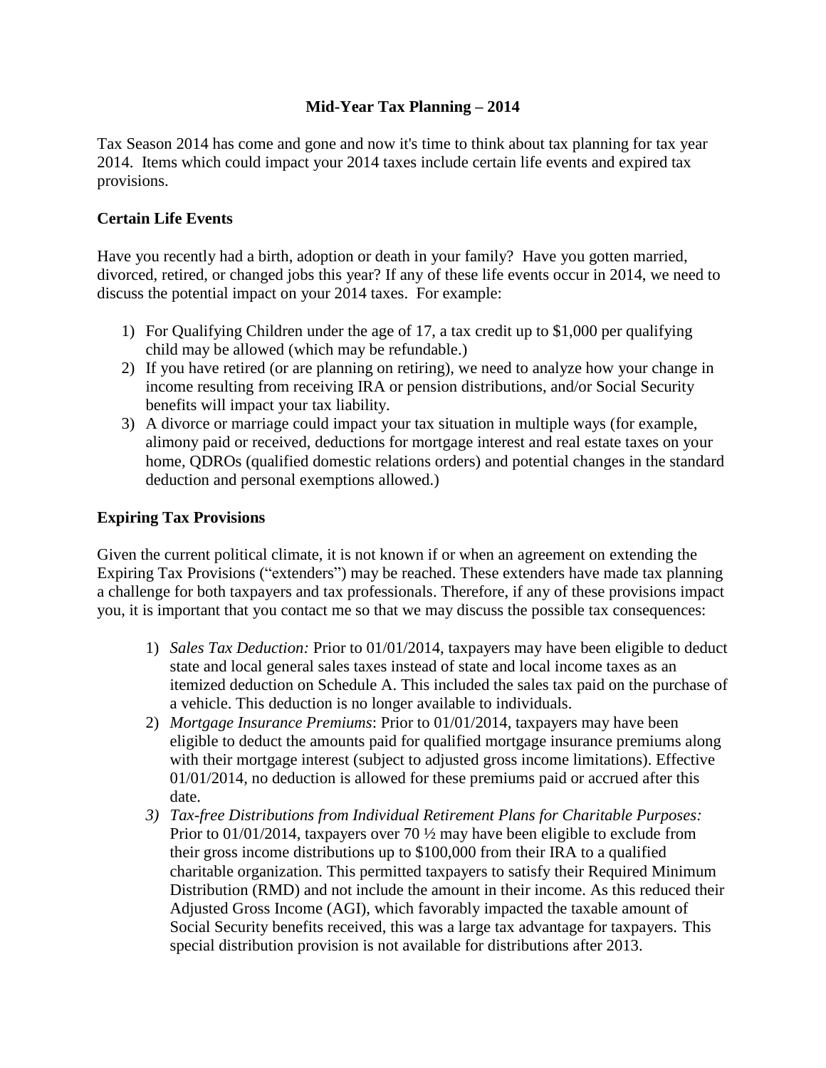# Mid-Year Tax Planning – 2014

Tax Season 2014 has come and gone and now it's time to think about tax planning for tax year 2014. Items which could impact your 2014 taxes include certain life events and expired tax provisions.

## Certain Life Events

Have you recently had a birth, adoption or death in your family? Have you gotten married, divorced, retired, or changed jobs this year? If any of these life events occur in 2014, we need to discuss the potential impact on your 2014 taxes. For example:

1) For Qualifying Children under the age of 17, a tax credit up to $1,000 per qualifying child may be allowed (which may be refundable.)
2) If you have retired (or are planning on retiring), we need to analyze how your change in income resulting from receiving IRA or pension distributions, and/or Social Security benefits will impact your tax liability.
3) A divorce or marriage could impact your tax situation in multiple ways (for example, alimony paid or received, deductions for mortgage interest and real estate taxes on your home, QDROs (qualified domestic relations orders) and potential changes in the standard deduction and personal exemptions allowed.)

## Expiring Tax Provisions

Given the current political climate, it is not known if or when an agreement on extending the Expiring Tax Provisions ("extenders") may be reached. These extenders have made tax planning a challenge for both taxpayers and tax professionals. Therefore, if any of these provisions impact you, it is important that you contact me so that we may discuss the possible tax consequences:

1) *Sales Tax Deduction:* Prior to 01/01/2014, taxpayers may have been eligible to deduct state and local general sales taxes instead of state and local income taxes as an itemized deduction on Schedule A. This included the sales tax paid on the purchase of a vehicle. This deduction is no longer available to individuals.
2) *Mortgage Insurance Premiums*: Prior to 01/01/2014, taxpayers may have been eligible to deduct the amounts paid for qualified mortgage insurance premiums along with their mortgage interest (subject to adjusted gross income limitations). Effective 01/01/2014, no deduction is allowed for these premiums paid or accrued after this date.
3) *Tax-free Distributions from Individual Retirement Plans for Charitable Purposes:* Prior to 01/01/2014, taxpayers over 70 ½ may have been eligible to exclude from their gross income distributions up to $100,000 from their IRA to a qualified charitable organization. This permitted taxpayers to satisfy their Required Minimum Distribution (RMD) and not include the amount in their income. As this reduced their Adjusted Gross Income (AGI), which favorably impacted the taxable amount of Social Security benefits received, this was a large tax advantage for taxpayers. This special distribution provision is not available for distributions after 2013.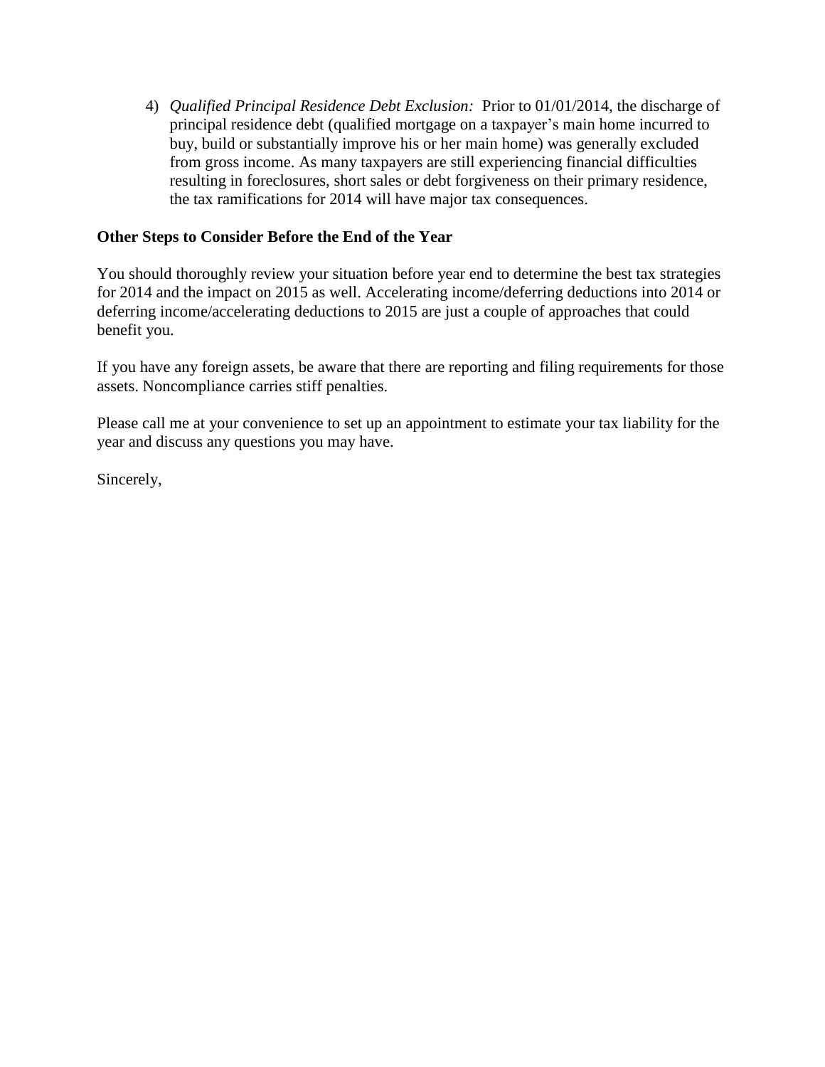4) *Qualified Principal Residence Debt Exclusion:* Prior to 01/01/2014, the discharge of principal residence debt (qualified mortgage on a taxpayer's main home incurred to buy, build or substantially improve his or her main home) was generally excluded from gross income. As many taxpayers are still experiencing financial difficulties resulting in foreclosures, short sales or debt forgiveness on their primary residence, the tax ramifications for 2014 will have major tax consequences.

**Other Steps to Consider Before the End of the Year**

You should thoroughly review your situation before year end to determine the best tax strategies for 2014 and the impact on 2015 as well. Accelerating income/deferring deductions into 2014 or deferring income/accelerating deductions to 2015 are just a couple of approaches that could benefit you.

If you have any foreign assets, be aware that there are reporting and filing requirements for those assets. Noncompliance carries stiff penalties.

Please call me at your convenience to set up an appointment to estimate your tax liability for the year and discuss any questions you may have.

Sincerely,